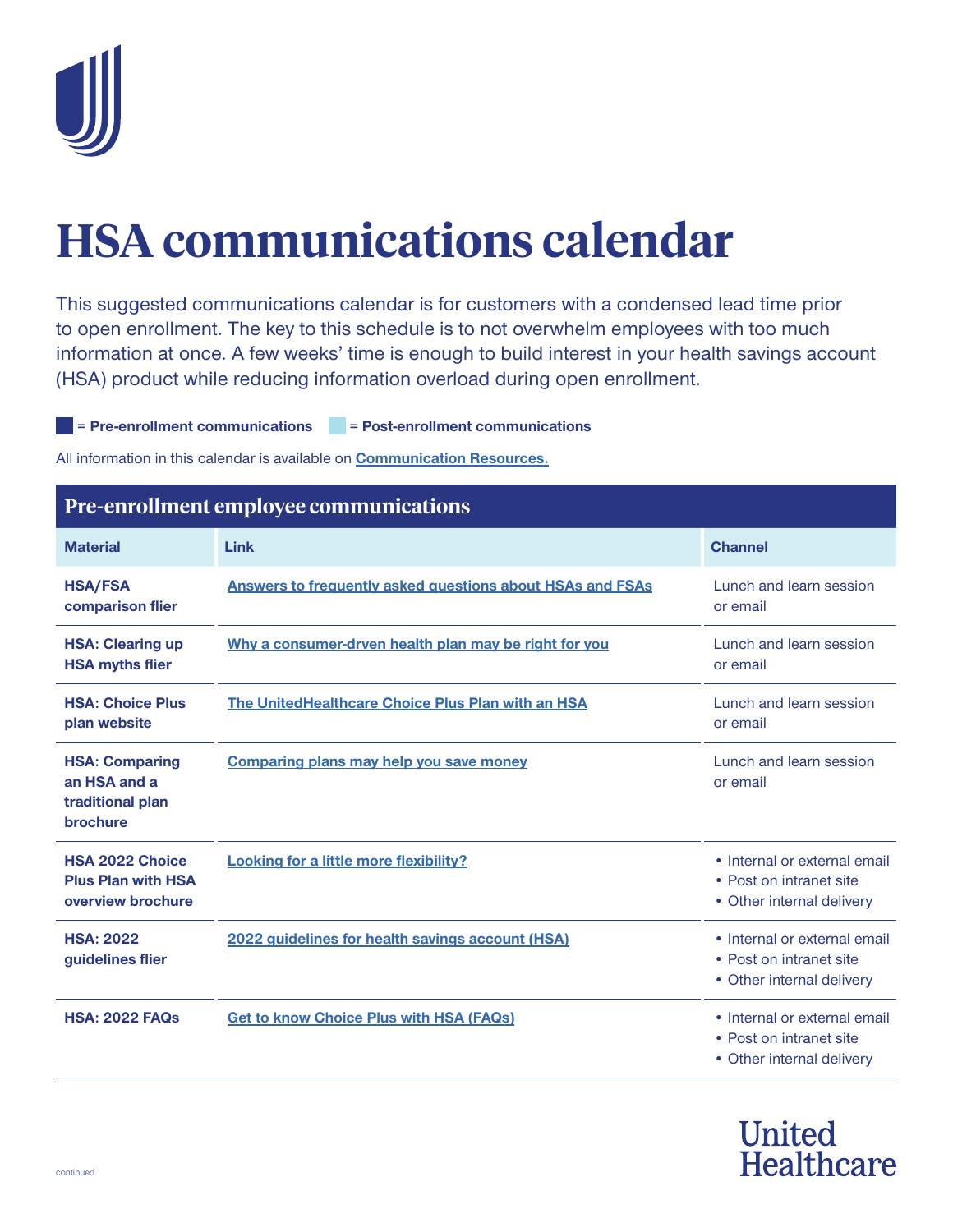# HSA communications calendar

This suggested communications calendar is for customers with a condensed lead time prior to open enrollment. The key to this schedule is to not overwhelm employees with too much information at once. A few weeks' time is enough to build interest in your health savings account (HSA) product while reducing information overload during open enrollment.

= **Pre-enrollment communications** = **Post-enrollment communications**

All information in this calendar is available on **Communication Resources.**

## Pre-enrollment employee communications

| Material | Link | Channel |
|---|---|---|
| **HSA/FSA comparison flier** | Answers to frequently asked questions about HSAs and FSAs | Lunch and learn session or email |
| **HSA: Clearing up HSA myths flier** | Why a consumer-drven health plan may be right for you | Lunch and learn session or email |
| **HSA: Choice Plus plan website** | The UnitedHealthcare Choice Plus Plan with an HSA | Lunch and learn session or email |
| **HSA: Comparing an HSA and a traditional plan brochure** | Comparing plans may help you save money | Lunch and learn session or email |
| **HSA 2022 Choice Plus Plan with HSA overview brochure** | Looking for a little more flexibility? | • Internal or external email<br>• Post on intranet site<br>• Other internal delivery |
| **HSA: 2022 guidelines flier** | 2022 guidelines for health savings account (HSA) | • Internal or external email<br>• Post on intranet site<br>• Other internal delivery |
| **HSA: 2022 FAQs** | Get to know Choice Plus with HSA (FAQs) | • Internal or external email<br>• Post on intranet site<br>• Other internal delivery |

continued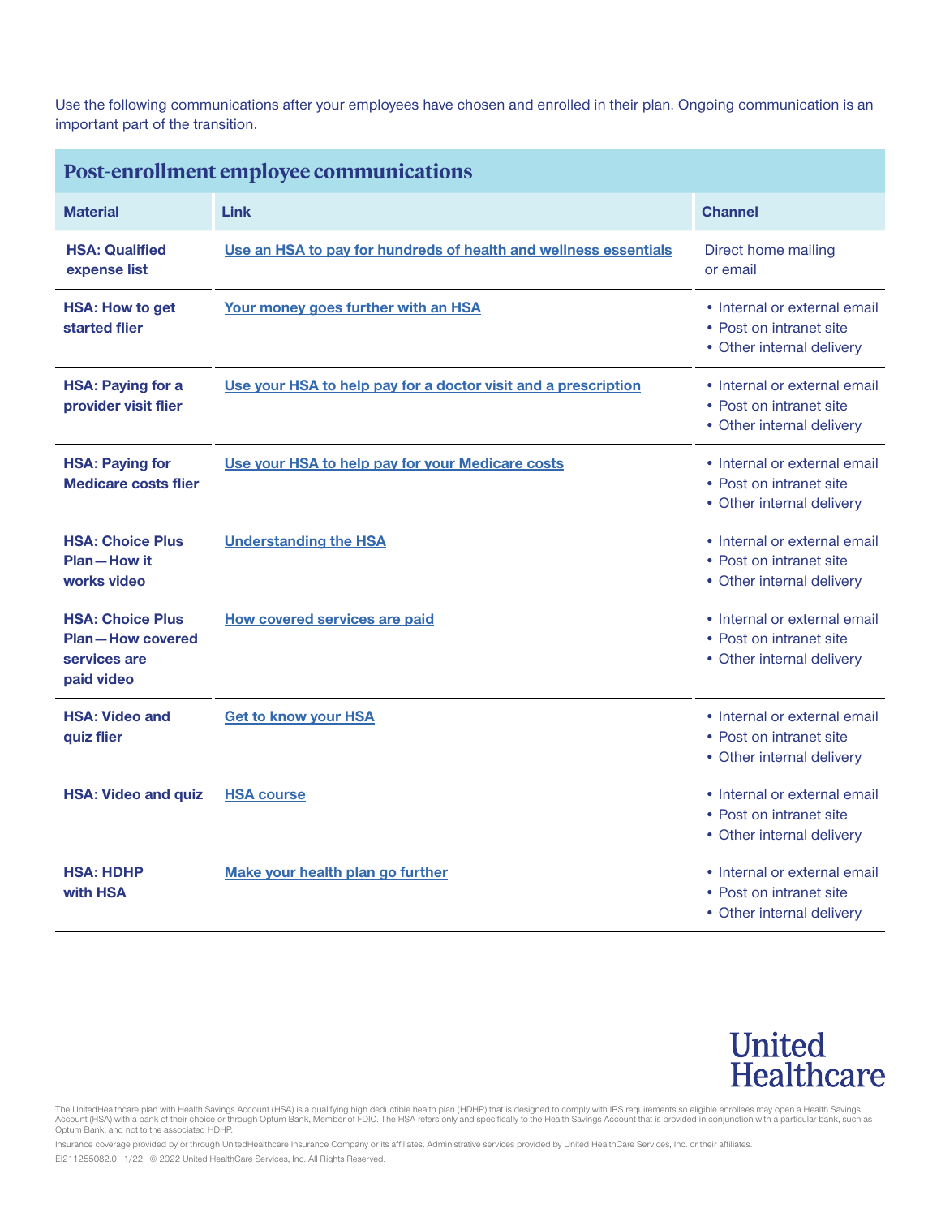Use the following communications after your employees have chosen and enrolled in their plan. Ongoing communication is an important part of the transition.

## Post-enrollment employee communications

| Material | Link | Channel |
|---|---|---|
| **HSA: Qualified expense list** | Use an HSA to pay for hundreds of health and wellness essentials | Direct home mailing or email |
| **HSA: How to get started flier** | Your money goes further with an HSA | • Internal or external email<br>• Post on intranet site<br>• Other internal delivery |
| **HSA: Paying for a provider visit flier** | Use your HSA to help pay for a doctor visit and a prescription | • Internal or external email<br>• Post on intranet site<br>• Other internal delivery |
| **HSA: Paying for Medicare costs flier** | Use your HSA to help pay for your Medicare costs | • Internal or external email<br>• Post on intranet site<br>• Other internal delivery |
| **HSA: Choice Plus Plan—How it works video** | Understanding the HSA | • Internal or external email<br>• Post on intranet site<br>• Other internal delivery |
| **HSA: Choice Plus Plan—How covered services are paid video** | How covered services are paid | • Internal or external email<br>• Post on intranet site<br>• Other internal delivery |
| **HSA: Video and quiz flier** | Get to know your HSA | • Internal or external email<br>• Post on intranet site<br>• Other internal delivery |
| **HSA: Video and quiz** | HSA course | • Internal or external email<br>• Post on intranet site<br>• Other internal delivery |
| **HSA: HDHP with HSA** | Make your health plan go further | • Internal or external email<br>• Post on intranet site<br>• Other internal delivery |

United Healthcare

The UnitedHealthcare plan with Health Savings Account (HSA) is a qualifying high deductible health plan (HDHP) that is designed to comply with IRS requirements so eligible enrollees may open a Health Savings Account (HSA) with a bank of their choice or through Optum Bank, Member of FDIC. The HSA refers only and specifically to the Health Savings Account that is provided in conjunction with a particular bank, such as Optum Bank, and not to the associated HDHP.

Insurance coverage provided by or through UnitedHealthcare Insurance Company or its affiliates. Administrative services provided by United HealthCare Services, Inc. or their affiliates.

EI211255082.0 1/22 © 2022 United HealthCare Services, Inc. All Rights Reserved.